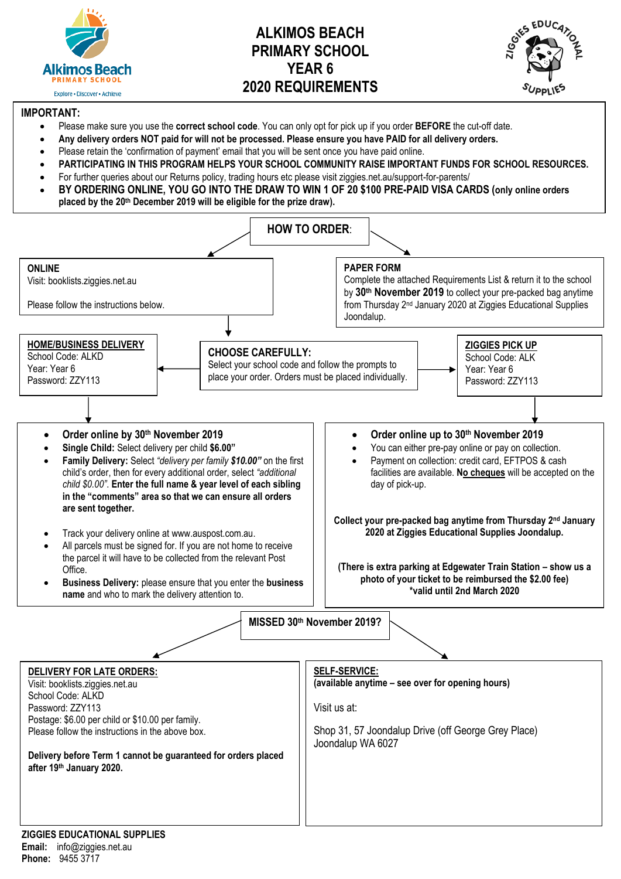Alkimos Beach PRIMARY SCHOOL
Explore • Discover • Achieve

# ALKIMOS BEACH PRIMARY SCHOOL YEAR 6 2020 REQUIREMENTS

ZIGGIES EDUCATIONAL SUPPLIES

**IMPORTANT:**

- Please make sure you use the **correct school code**. You can only opt for pick up if you order **BEFORE** the cut-off date.
- **Any delivery orders NOT paid for will not be processed. Please ensure you have PAID for all delivery orders.**
- Please retain the 'confirmation of payment' email that you will be sent once you have paid online.
- **PARTICIPATING IN THIS PROGRAM HELPS YOUR SCHOOL COMMUNITY RAISE IMPORTANT FUNDS FOR SCHOOL RESOURCES.**
- For further queries about our Returns policy, trading hours etc please visit ziggies.net.au/support-for-parents/
- **BY ORDERING ONLINE, YOU GO INTO THE DRAW TO WIN 1 OF 20 $100 PRE-PAID VISA CARDS (only online orders placed by the 20th December 2019 will be eligible for the prize draw).**

## HOW TO ORDER:

**ONLINE**
Visit: booklists.ziggies.net.au

Please follow the instructions below.

**PAPER FORM**
Complete the attached Requirements List & return it to the school by **30th November 2019** to collect your pre-packed bag anytime from Thursday 2nd January 2020 at Ziggies Educational Supplies Joondalup.

**CHOOSE CAREFULLY:**
Select your school code and follow the prompts to place your order. Orders must be placed individually.

**HOME/BUSINESS DELIVERY**
School Code: ALKD
Year: Year 6
Password: ZZY113

- **Order online by 30th November 2019**
- **Single Child:** Select delivery per child **$6.00"**
- **Family Delivery:** Select *"delivery per family **$10.00"*** on the first child's order, then for every additional order, select *"additional child $0.00"*. **Enter the full name & year level of each sibling in the "comments" area so that we can ensure all orders are sent together.**
- Track your delivery online at www.auspost.com.au.
- All parcels must be signed for. If you are not home to receive the parcel it will have to be collected from the relevant Post Office.
- **Business Delivery:** please ensure that you enter the **business name** and who to mark the delivery attention to.

**ZIGGIES PICK UP**
School Code: ALK
Year: Year 6
Password: ZZY113

- **Order online up to 30th November 2019**
- You can either pre-pay online or pay on collection.
- Payment on collection: credit card, EFTPOS & cash facilities are available. **No cheques** will be accepted on the day of pick-up.

**Collect your pre-packed bag anytime from Thursday 2nd January 2020 at Ziggies Educational Supplies Joondalup.**

**(There is extra parking at Edgewater Train Station – show us a photo of your ticket to be reimbursed the $2.00 fee) \*valid until 2nd March 2020**

## MISSED 30th November 2019?

**DELIVERY FOR LATE ORDERS:**
Visit: booklists.ziggies.net.au
School Code: ALKD
Password: ZZY113
Postage: $6.00 per child or $10.00 per family.
Please follow the instructions in the above box.

**Delivery before Term 1 cannot be guaranteed for orders placed after 19th January 2020.**

**SELF-SERVICE:**
**(available anytime – see over for opening hours)**

Visit us at:

Shop 31, 57 Joondalup Drive (off George Grey Place)
Joondalup WA 6027

**ZIGGIES EDUCATIONAL SUPPLIES**
**Email:** info@ziggies.net.au
**Phone:** 9455 3717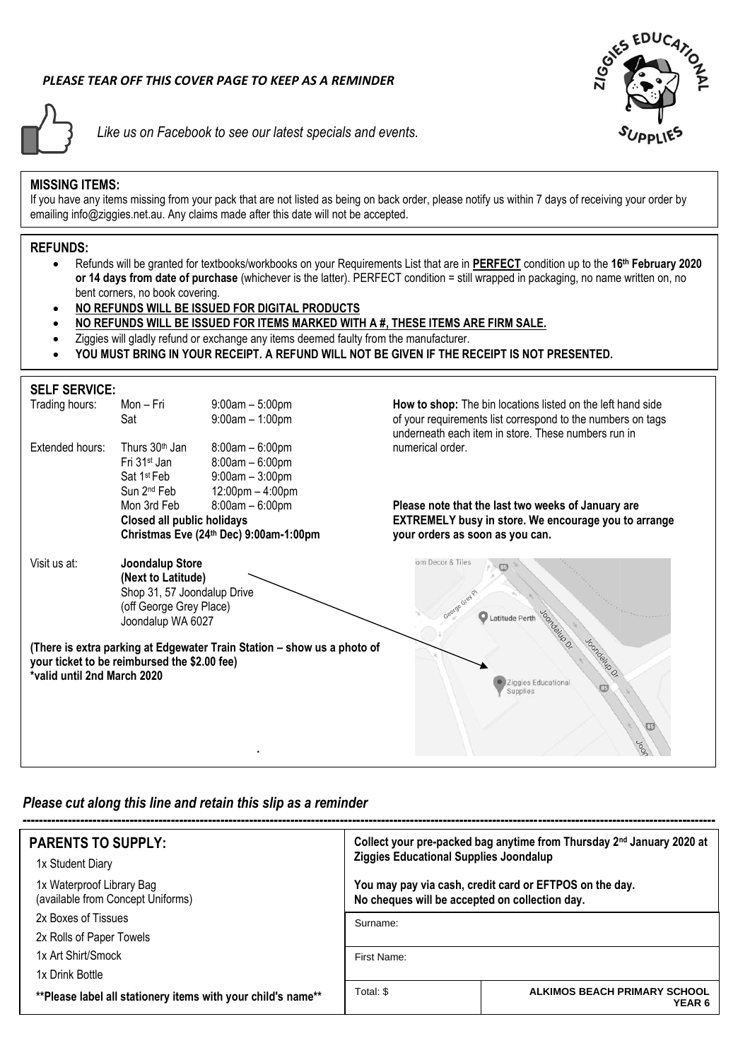*PLEASE TEAR OFF THIS COVER PAGE TO KEEP AS A REMINDER*

*Like us on Facebook to see our latest specials and events.*

**MISSING ITEMS:**

If you have any items missing from your pack that are not listed as being on back order, please notify us within 7 days of receiving your order by emailing info@ziggies.net.au. Any claims made after this date will not be accepted.

**REFUNDS:**

- Refunds will be granted for textbooks/workbooks on your Requirements List that are in **PERFECT** condition up to the **16th February 2020 or 14 days from date of purchase** (whichever is the latter). PERFECT condition = still wrapped in packaging, no name written on, no bent corners, no book covering.
- **NO REFUNDS WILL BE ISSUED FOR DIGITAL PRODUCTS**
- **NO REFUNDS WILL BE ISSUED FOR ITEMS MARKED WITH A #, THESE ITEMS ARE FIRM SALE.**
- Ziggies will gladly refund or exchange any items deemed faulty from the manufacturer.
- **YOU MUST BRING IN YOUR RECEIPT. A REFUND WILL NOT BE GIVEN IF THE RECEIPT IS NOT PRESENTED.**

**SELF SERVICE:**

| | | |
|---|---|---|
| Trading hours: | Mon – Fri | 9:00am – 5:00pm |
| | Sat | 9:00am – 1:00pm |
| Extended hours: | Thurs 30th Jan | 8:00am – 6:00pm |
| | Fri 31st Jan | 8:00am – 6:00pm |
| | Sat 1st Feb | 9:00am – 3:00pm |
| | Sun 2nd Feb | 12:00pm – 4:00pm |
| | Mon 3rd Feb | 8:00am – 6:00pm |
| | **Closed all public holidays** | |
| | **Christmas Eve (24th Dec) 9:00am-1:00pm** | |

**How to shop:** The bin locations listed on the left hand side of your requirements list correspond to the numbers on tags underneath each item in store. These numbers run in numerical order.

**Please note that the last two weeks of January are EXTREMELY busy in store. We encourage you to arrange your orders as soon as you can.**

Visit us at: **Joondalup Store (Next to Latitude)**
Shop 31, 57 Joondalup Drive
(off George Grey Place)
Joondalup WA 6027

**(There is extra parking at Edgewater Train Station – show us a photo of your ticket to be reimbursed the $2.00 fee)**
**\*valid until 2nd March 2020**

*Please cut along this line and retain this slip as a reminder*

---

**PARENTS TO SUPPLY:**

1x Student Diary
1x Waterproof Library Bag (available from Concept Uniforms)
2x Boxes of Tissues
2x Rolls of Paper Towels
1x Art Shirt/Smock
1x Drink Bottle

**\*\*Please label all stationery items with your child's name\*\***

**Collect your pre-packed bag anytime from Thursday 2nd January 2020 at Ziggies Educational Supplies Joondalup**

**You may pay via cash, credit card or EFTPOS on the day. No cheques will be accepted on collection day.**

| | |
|---|---|
| Surname: | |
| First Name: | |
| Total: $ | **ALKIMOS BEACH PRIMARY SCHOOL YEAR 6** |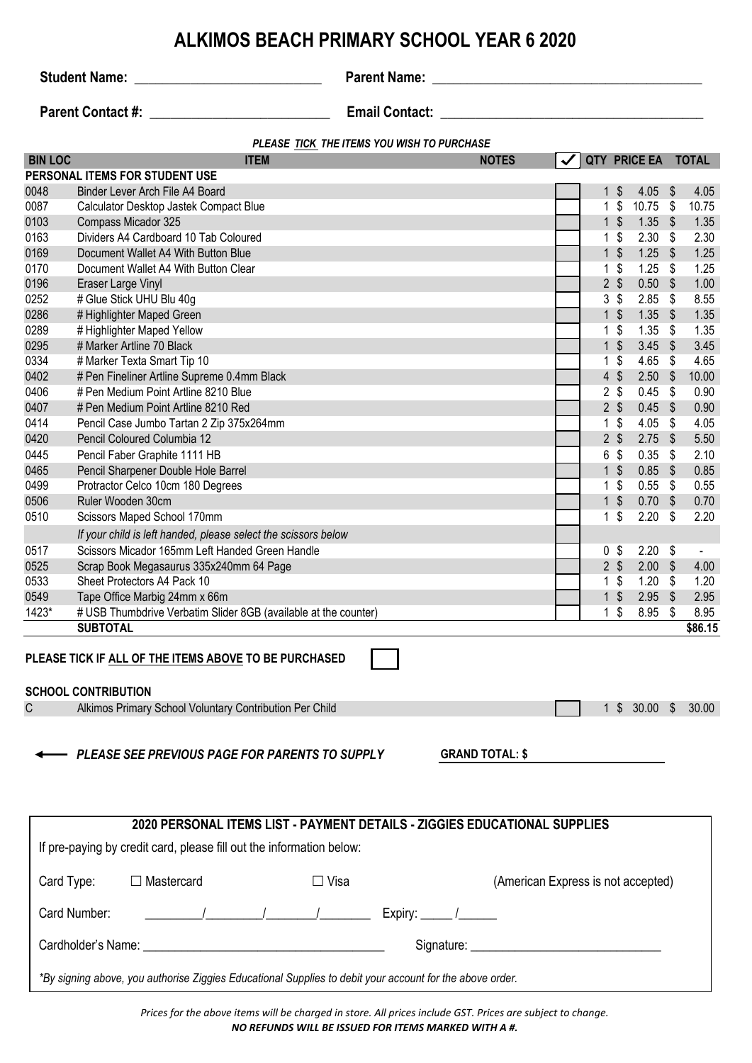# ALKIMOS BEACH PRIMARY SCHOOL YEAR 6 2020

**Student Name:** ___________________________ **Parent Name:** ________________________________________

**Parent Contact #:** __________________________ **Email Contact:** ______________________________________

***PLEASE TICK THE ITEMS YOU WISH TO PURCHASE***

| BIN LOC | ITEM | NOTES | ✓ | QTY | PRICE EA | TOTAL |
|---|---|---|---|---|---|---|
| **PERSONAL ITEMS FOR STUDENT USE** | | | | | | |
| 0048 | Binder Lever Arch File A4 Board | | | 1 | $ 4.05 | $ 4.05 |
| 0087 | Calculator Desktop Jastek Compact Blue | | | 1 | $ 10.75 | $ 10.75 |
| 0103 | Compass Micador 325 | | | 1 | $ 1.35 | $ 1.35 |
| 0163 | Dividers A4 Cardboard 10 Tab Coloured | | | 1 | $ 2.30 | $ 2.30 |
| 0169 | Document Wallet A4 With Button Blue | | | 1 | $ 1.25 | $ 1.25 |
| 0170 | Document Wallet A4 With Button Clear | | | 1 | $ 1.25 | $ 1.25 |
| 0196 | Eraser Large Vinyl | | | 2 | $ 0.50 | $ 1.00 |
| 0252 | # Glue Stick UHU Blu 40g | | | 3 | $ 2.85 | $ 8.55 |
| 0286 | # Highlighter Maped Green | | | 1 | $ 1.35 | $ 1.35 |
| 0289 | # Highlighter Maped Yellow | | | 1 | $ 1.35 | $ 1.35 |
| 0295 | # Marker Artline 70 Black | | | 1 | $ 3.45 | $ 3.45 |
| 0334 | # Marker Texta Smart Tip 10 | | | 1 | $ 4.65 | $ 4.65 |
| 0402 | # Pen Fineliner Artline Supreme 0.4mm Black | | | 4 | $ 2.50 | $ 10.00 |
| 0406 | # Pen Medium Point Artline 8210 Blue | | | 2 | $ 0.45 | $ 0.90 |
| 0407 | # Pen Medium Point Artline 8210 Red | | | 2 | $ 0.45 | $ 0.90 |
| 0414 | Pencil Case Jumbo Tartan 2 Zip 375x264mm | | | 1 | $ 4.05 | $ 4.05 |
| 0420 | Pencil Coloured Columbia 12 | | | 2 | $ 2.75 | $ 5.50 |
| 0445 | Pencil Faber Graphite 1111 HB | | | 6 | $ 0.35 | $ 2.10 |
| 0465 | Pencil Sharpener Double Hole Barrel | | | 1 | $ 0.85 | $ 0.85 |
| 0499 | Protractor Celco 10cm 180 Degrees | | | 1 | $ 0.55 | $ 0.55 |
| 0506 | Ruler Wooden 30cm | | | 1 | $ 0.70 | $ 0.70 |
| 0510 | Scissors Maped School 170mm | | | 1 | $ 2.20 | $ 2.20 |
| | *If your child is left handed, please select the scissors below* | | | | | |
| 0517 | Scissors Micador 165mm Left Handed Green Handle | | | 0 | $ 2.20 | $ - |
| 0525 | Scrap Book Megasaurus 335x240mm 64 Page | | | 2 | $ 2.00 | $ 4.00 |
| 0533 | Sheet Protectors A4 Pack 10 | | | 1 | $ 1.20 | $ 1.20 |
| 0549 | Tape Office Marbig 24mm x 66m | | | 1 | $ 2.95 | $ 2.95 |
| 1423* | # USB Thumbdrive Verbatim Slider 8GB (available at the counter) | | | 1 | $ 8.95 | $ 8.95 |
| | **SUBTOTAL** | | | | | **$86.15** |

**PLEASE TICK IF ALL OF THE ITEMS ABOVE TO BE PURCHASED** ☐

**SCHOOL CONTRIBUTION**

| | | | | | |
|---|---|---|---|---|---|
| C | Alkimos Primary School Voluntary Contribution Per Child | | 1 | $ 30.00 | $ 30.00 |

← ***PLEASE SEE PREVIOUS PAGE FOR PARENTS TO SUPPLY*** **GRAND TOTAL: $** ____________________

## 2020 PERSONAL ITEMS LIST - PAYMENT DETAILS - ZIGGIES EDUCATIONAL SUPPLIES

If pre-paying by credit card, please fill out the information below:

Card Type: ☐ Mastercard ☐ Visa (American Express is not accepted)

Card Number: ________/________/________/________ Expiry: _____ /______

Cardholder's Name: ____________________________________ Signature: ______________________________

*\*By signing above, you authorise Ziggies Educational Supplies to debit your account for the above order.*

*Prices for the above items will be charged in store. All prices include GST. Prices are subject to change.*

***NO REFUNDS WILL BE ISSUED FOR ITEMS MARKED WITH A #.***